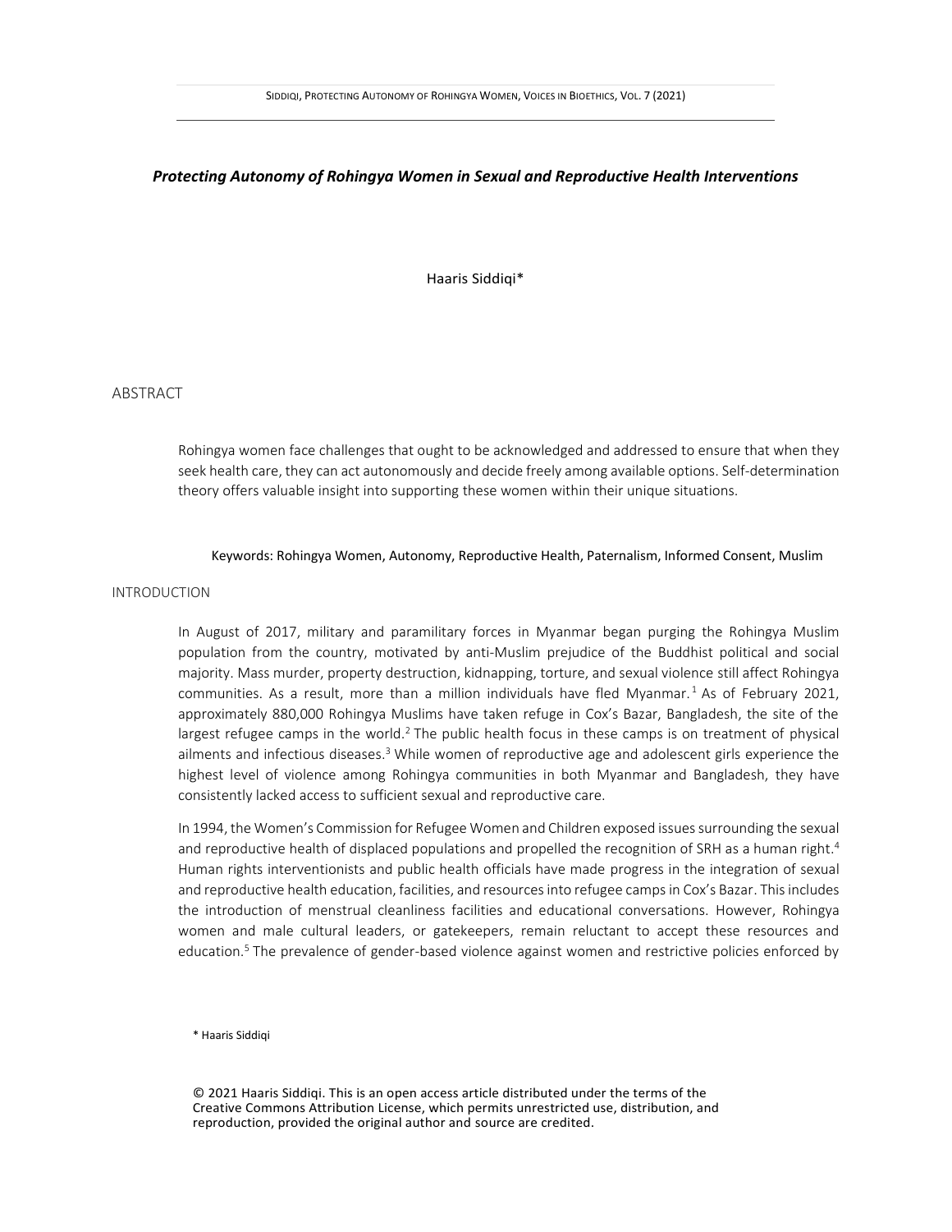# *Protecting Autonomy of Rohingya Women in Sexual and Reproductive Health Interventions*

Haaris Siddiqi*

## ABSTRACT

Rohingya women face challenges that ought to be acknowledged and addressed to ensure that when they seek health care, they can act autonomously and decide freely among available options. Self-determination theory offers valuable insight into supporting these women within their unique situations.

Keywords: Rohingya Women, Autonomy, Reproductive Health, Paternalism, Informed Consent, Muslim

## INTRODUCTION

In August of 2017, military and paramilitary forces in Myanmar began purging the Rohingya Muslim population from the country, motivated by anti-Muslim prejudice of the Buddhist political and social majority. Mass murder, property destruction, kidnapping, torture, and sexual violence still affect Rohingya communities. As a result, more than a million individuals have fled Myanmar.[1] As of February 2021, approximately 880,000 Rohingya Muslims have taken refuge in Cox's Bazar, Bangladesh, the site of the largest refugee camps in the world.[2] The public health focus in these camps is on treatment of physical ailments and infectious diseases.[3] While women of reproductive age and adolescent girls experience the highest level of violence among Rohingya communities in both Myanmar and Bangladesh, they have consistently lacked access to sufficient sexual and reproductive care.

In 1994, the Women's Commission for Refugee Women and Children exposed issues surrounding the sexual and reproductive health of displaced populations and propelled the recognition of SRH as a human right.[4] Human rights interventionists and public health officials have made progress in the integration of sexual and reproductive health education, facilities, and resources into refugee camps in Cox's Bazar. This includes the introduction of menstrual cleanliness facilities and educational conversations. However, Rohingya women and male cultural leaders, or gatekeepers, remain reluctant to accept these resources and education.[5] The prevalence of gender-based violence against women and restrictive policies enforced by

\* Haaris Siddiqi

© 2021 Haaris Siddiqi. This is an open access article distributed under the terms of the Creative Commons Attribution License, which permits unrestricted use, distribution, and reproduction, provided the original author and source are credited.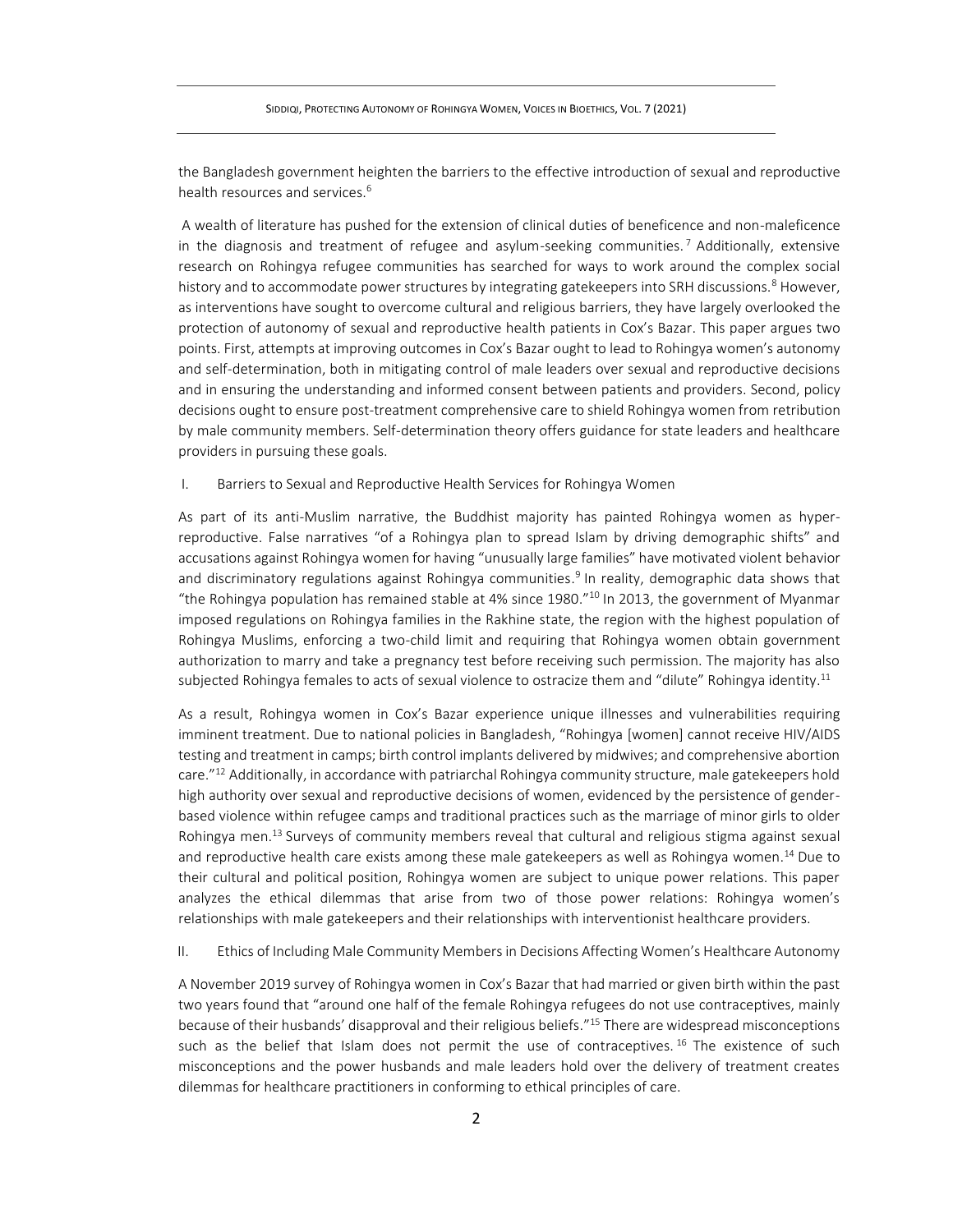the Bangladesh government heighten the barriers to the effective introduction of sexual and reproductive health resources and services.[6]

A wealth of literature has pushed for the extension of clinical duties of beneficence and non-maleficence in the diagnosis and treatment of refugee and asylum-seeking communities.[7] Additionally, extensive research on Rohingya refugee communities has searched for ways to work around the complex social history and to accommodate power structures by integrating gatekeepers into SRH discussions.[8] However, as interventions have sought to overcome cultural and religious barriers, they have largely overlooked the protection of autonomy of sexual and reproductive health patients in Cox's Bazar. This paper argues two points. First, attempts at improving outcomes in Cox's Bazar ought to lead to Rohingya women's autonomy and self-determination, both in mitigating control of male leaders over sexual and reproductive decisions and in ensuring the understanding and informed consent between patients and providers. Second, policy decisions ought to ensure post-treatment comprehensive care to shield Rohingya women from retribution by male community members. Self-determination theory offers guidance for state leaders and healthcare providers in pursuing these goals.

## I. Barriers to Sexual and Reproductive Health Services for Rohingya Women

As part of its anti-Muslim narrative, the Buddhist majority has painted Rohingya women as hyper-reproductive. False narratives "of a Rohingya plan to spread Islam by driving demographic shifts" and accusations against Rohingya women for having "unusually large families" have motivated violent behavior and discriminatory regulations against Rohingya communities.[9] In reality, demographic data shows that "the Rohingya population has remained stable at 4% since 1980."[10] In 2013, the government of Myanmar imposed regulations on Rohingya families in the Rakhine state, the region with the highest population of Rohingya Muslims, enforcing a two-child limit and requiring that Rohingya women obtain government authorization to marry and take a pregnancy test before receiving such permission. The majority has also subjected Rohingya females to acts of sexual violence to ostracize them and "dilute" Rohingya identity.[11]

As a result, Rohingya women in Cox's Bazar experience unique illnesses and vulnerabilities requiring imminent treatment. Due to national policies in Bangladesh, "Rohingya [women] cannot receive HIV/AIDS testing and treatment in camps; birth control implants delivered by midwives; and comprehensive abortion care."[12] Additionally, in accordance with patriarchal Rohingya community structure, male gatekeepers hold high authority over sexual and reproductive decisions of women, evidenced by the persistence of gender-based violence within refugee camps and traditional practices such as the marriage of minor girls to older Rohingya men.[13] Surveys of community members reveal that cultural and religious stigma against sexual and reproductive health care exists among these male gatekeepers as well as Rohingya women.[14] Due to their cultural and political position, Rohingya women are subject to unique power relations. This paper analyzes the ethical dilemmas that arise from two of those power relations: Rohingya women's relationships with male gatekeepers and their relationships with interventionist healthcare providers.

## II. Ethics of Including Male Community Members in Decisions Affecting Women's Healthcare Autonomy

A November 2019 survey of Rohingya women in Cox's Bazar that had married or given birth within the past two years found that "around one half of the female Rohingya refugees do not use contraceptives, mainly because of their husbands' disapproval and their religious beliefs."[15] There are widespread misconceptions such as the belief that Islam does not permit the use of contraceptives.[16] The existence of such misconceptions and the power husbands and male leaders hold over the delivery of treatment creates dilemmas for healthcare practitioners in conforming to ethical principles of care.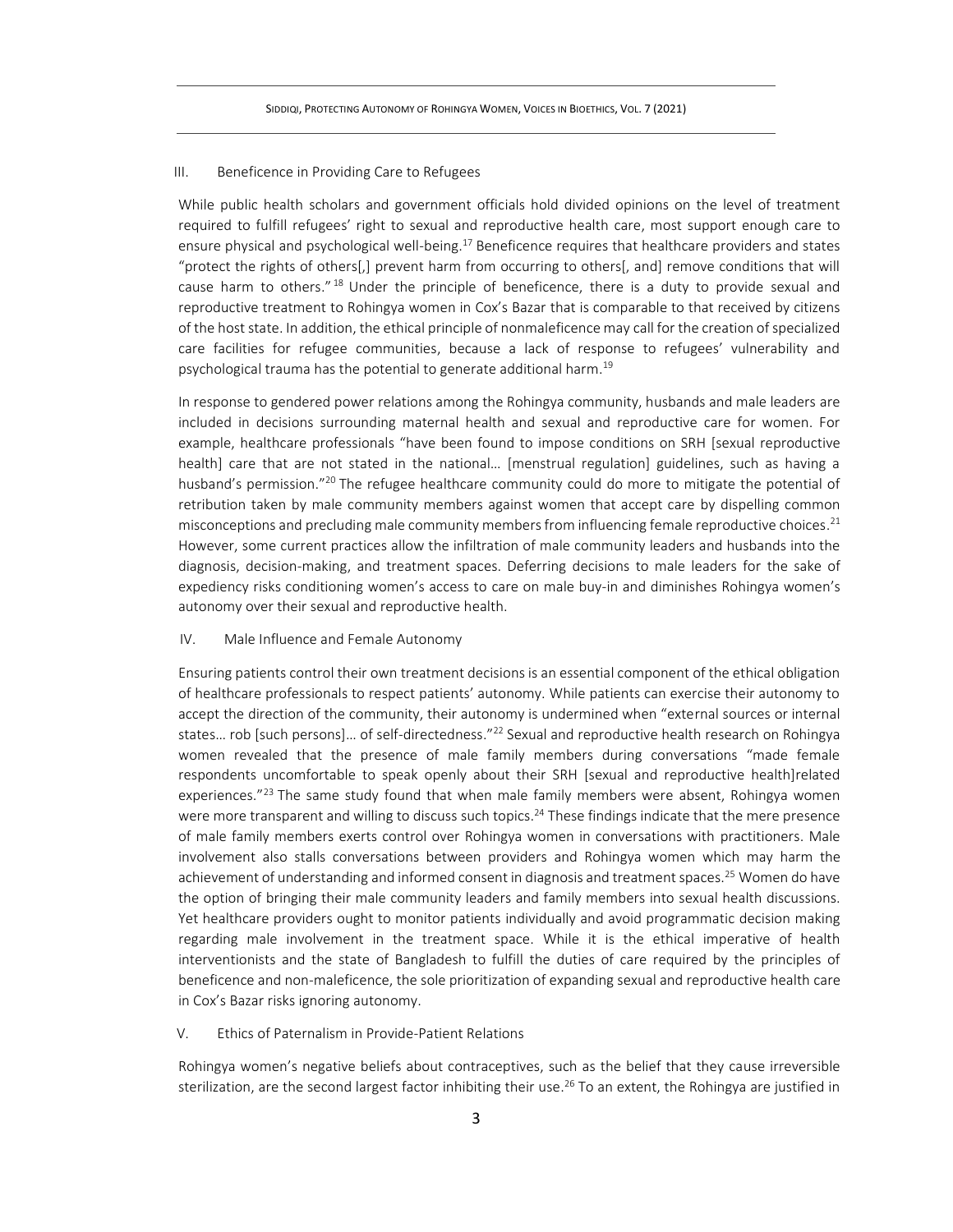## III. Beneficence in Providing Care to Refugees

While public health scholars and government officials hold divided opinions on the level of treatment required to fulfill refugees' right to sexual and reproductive health care, most support enough care to ensure physical and psychological well-being.[17] Beneficence requires that healthcare providers and states "protect the rights of others[,] prevent harm from occurring to others[, and] remove conditions that will cause harm to others."[18] Under the principle of beneficence, there is a duty to provide sexual and reproductive treatment to Rohingya women in Cox's Bazar that is comparable to that received by citizens of the host state. In addition, the ethical principle of nonmaleficence may call for the creation of specialized care facilities for refugee communities, because a lack of response to refugees' vulnerability and psychological trauma has the potential to generate additional harm.[19]

In response to gendered power relations among the Rohingya community, husbands and male leaders are included in decisions surrounding maternal health and sexual and reproductive care for women. For example, healthcare professionals "have been found to impose conditions on SRH [sexual reproductive health] care that are not stated in the national… [menstrual regulation] guidelines, such as having a husband's permission."[20] The refugee healthcare community could do more to mitigate the potential of retribution taken by male community members against women that accept care by dispelling common misconceptions and precluding male community members from influencing female reproductive choices.[21] However, some current practices allow the infiltration of male community leaders and husbands into the diagnosis, decision-making, and treatment spaces. Deferring decisions to male leaders for the sake of expediency risks conditioning women's access to care on male buy-in and diminishes Rohingya women's autonomy over their sexual and reproductive health.

## IV. Male Influence and Female Autonomy

Ensuring patients control their own treatment decisions is an essential component of the ethical obligation of healthcare professionals to respect patients' autonomy. While patients can exercise their autonomy to accept the direction of the community, their autonomy is undermined when "external sources or internal states… rob [such persons]… of self-directedness."[22] Sexual and reproductive health research on Rohingya women revealed that the presence of male family members during conversations "made female respondents uncomfortable to speak openly about their SRH [sexual and reproductive health]related experiences."[23] The same study found that when male family members were absent, Rohingya women were more transparent and willing to discuss such topics.[24] These findings indicate that the mere presence of male family members exerts control over Rohingya women in conversations with practitioners. Male involvement also stalls conversations between providers and Rohingya women which may harm the achievement of understanding and informed consent in diagnosis and treatment spaces.[25] Women do have the option of bringing their male community leaders and family members into sexual health discussions. Yet healthcare providers ought to monitor patients individually and avoid programmatic decision making regarding male involvement in the treatment space. While it is the ethical imperative of health interventionists and the state of Bangladesh to fulfill the duties of care required by the principles of beneficence and non-maleficence, the sole prioritization of expanding sexual and reproductive health care in Cox's Bazar risks ignoring autonomy.

## V. Ethics of Paternalism in Provide-Patient Relations

Rohingya women's negative beliefs about contraceptives, such as the belief that they cause irreversible sterilization, are the second largest factor inhibiting their use.[26] To an extent, the Rohingya are justified in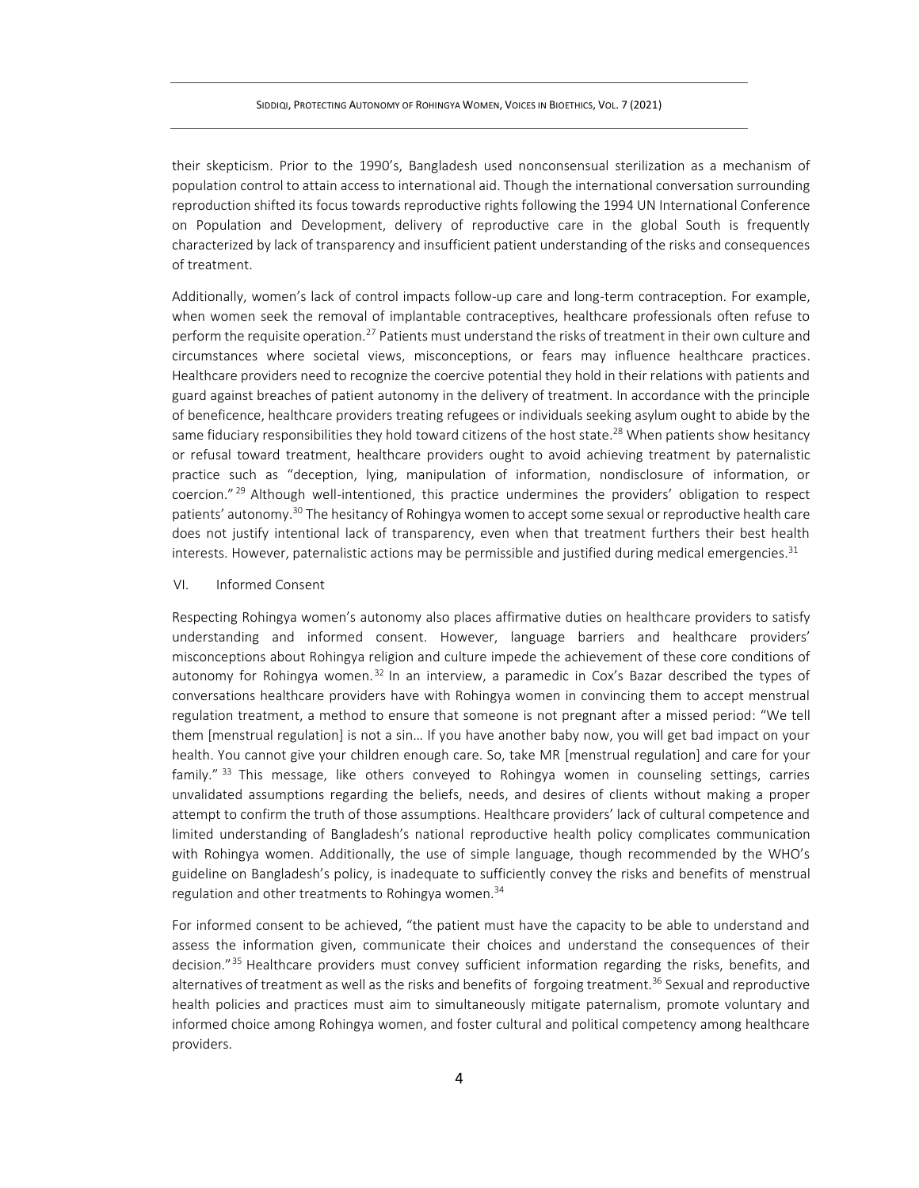their skepticism. Prior to the 1990's, Bangladesh used nonconsensual sterilization as a mechanism of population control to attain access to international aid. Though the international conversation surrounding reproduction shifted its focus towards reproductive rights following the 1994 UN International Conference on Population and Development, delivery of reproductive care in the global South is frequently characterized by lack of transparency and insufficient patient understanding of the risks and consequences of treatment.

Additionally, women's lack of control impacts follow-up care and long-term contraception. For example, when women seek the removal of implantable contraceptives, healthcare professionals often refuse to perform the requisite operation.[27] Patients must understand the risks of treatment in their own culture and circumstances where societal views, misconceptions, or fears may influence healthcare practices. Healthcare providers need to recognize the coercive potential they hold in their relations with patients and guard against breaches of patient autonomy in the delivery of treatment. In accordance with the principle of beneficence, healthcare providers treating refugees or individuals seeking asylum ought to abide by the same fiduciary responsibilities they hold toward citizens of the host state.[28] When patients show hesitancy or refusal toward treatment, healthcare providers ought to avoid achieving treatment by paternalistic practice such as "deception, lying, manipulation of information, nondisclosure of information, or coercion."[29] Although well-intentioned, this practice undermines the providers' obligation to respect patients' autonomy.[30] The hesitancy of Rohingya women to accept some sexual or reproductive health care does not justify intentional lack of transparency, even when that treatment furthers their best health interests. However, paternalistic actions may be permissible and justified during medical emergencies.[31]

## VI. Informed Consent

Respecting Rohingya women's autonomy also places affirmative duties on healthcare providers to satisfy understanding and informed consent. However, language barriers and healthcare providers' misconceptions about Rohingya religion and culture impede the achievement of these core conditions of autonomy for Rohingya women.[32] In an interview, a paramedic in Cox's Bazar described the types of conversations healthcare providers have with Rohingya women in convincing them to accept menstrual regulation treatment, a method to ensure that someone is not pregnant after a missed period: "We tell them [menstrual regulation] is not a sin… If you have another baby now, you will get bad impact on your health. You cannot give your children enough care. So, take MR [menstrual regulation] and care for your family."[33] This message, like others conveyed to Rohingya women in counseling settings, carries unvalidated assumptions regarding the beliefs, needs, and desires of clients without making a proper attempt to confirm the truth of those assumptions. Healthcare providers' lack of cultural competence and limited understanding of Bangladesh's national reproductive health policy complicates communication with Rohingya women. Additionally, the use of simple language, though recommended by the WHO's guideline on Bangladesh's policy, is inadequate to sufficiently convey the risks and benefits of menstrual regulation and other treatments to Rohingya women.[34]

For informed consent to be achieved, "the patient must have the capacity to be able to understand and assess the information given, communicate their choices and understand the consequences of their decision."[35] Healthcare providers must convey sufficient information regarding the risks, benefits, and alternatives of treatment as well as the risks and benefits of forgoing treatment.[36] Sexual and reproductive health policies and practices must aim to simultaneously mitigate paternalism, promote voluntary and informed choice among Rohingya women, and foster cultural and political competency among healthcare providers.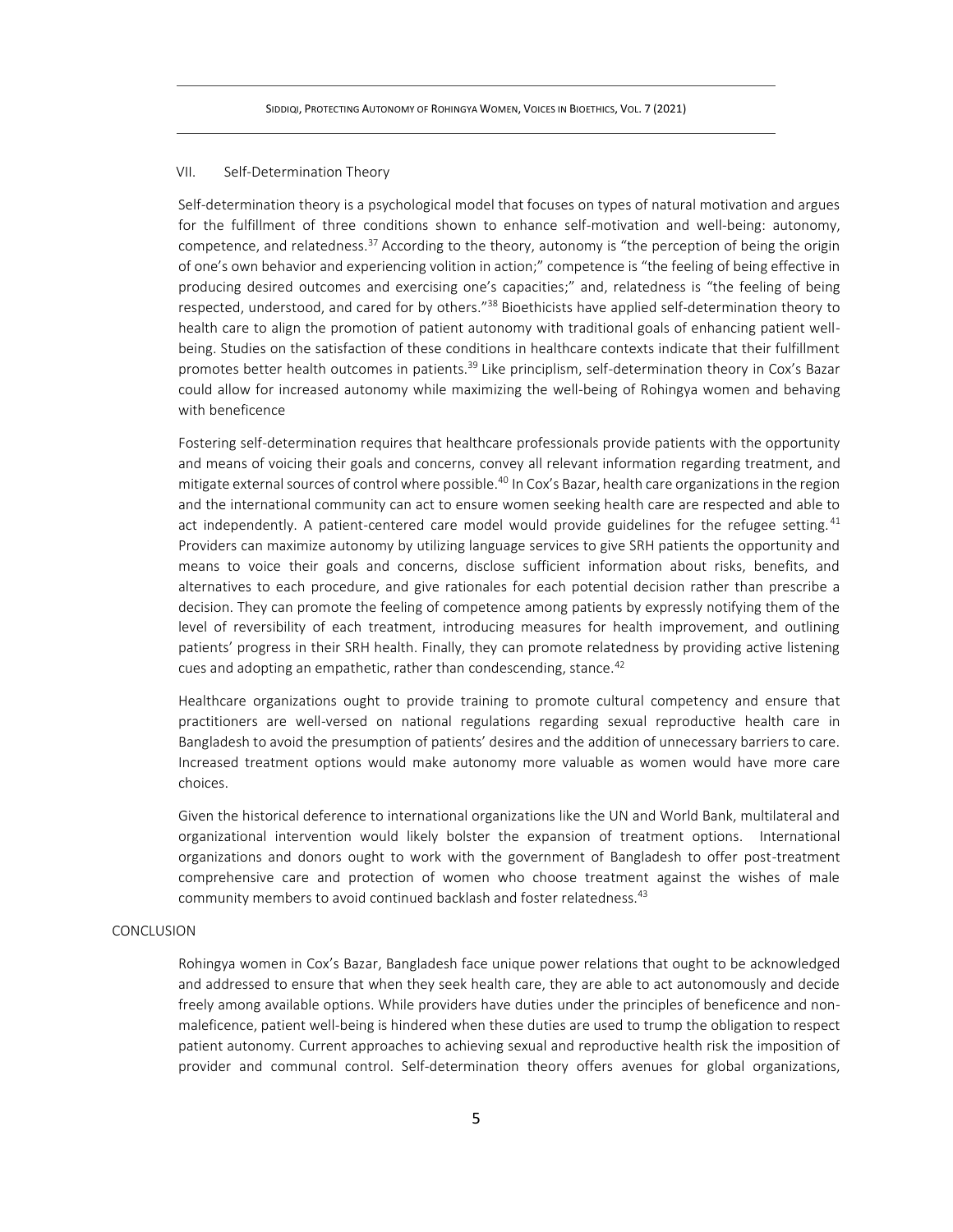## VII. Self-Determination Theory

Self-determination theory is a psychological model that focuses on types of natural motivation and argues for the fulfillment of three conditions shown to enhance self-motivation and well-being: autonomy, competence, and relatedness.[37] According to the theory, autonomy is "the perception of being the origin of one's own behavior and experiencing volition in action;" competence is "the feeling of being effective in producing desired outcomes and exercising one's capacities;" and, relatedness is "the feeling of being respected, understood, and cared for by others."[38] Bioethicists have applied self-determination theory to health care to align the promotion of patient autonomy with traditional goals of enhancing patient well-being. Studies on the satisfaction of these conditions in healthcare contexts indicate that their fulfillment promotes better health outcomes in patients.[39] Like principlism, self-determination theory in Cox's Bazar could allow for increased autonomy while maximizing the well-being of Rohingya women and behaving with beneficence

Fostering self-determination requires that healthcare professionals provide patients with the opportunity and means of voicing their goals and concerns, convey all relevant information regarding treatment, and mitigate external sources of control where possible.[40] In Cox's Bazar, health care organizations in the region and the international community can act to ensure women seeking health care are respected and able to act independently. A patient-centered care model would provide guidelines for the refugee setting.[41] Providers can maximize autonomy by utilizing language services to give SRH patients the opportunity and means to voice their goals and concerns, disclose sufficient information about risks, benefits, and alternatives to each procedure, and give rationales for each potential decision rather than prescribe a decision. They can promote the feeling of competence among patients by expressly notifying them of the level of reversibility of each treatment, introducing measures for health improvement, and outlining patients' progress in their SRH health. Finally, they can promote relatedness by providing active listening cues and adopting an empathetic, rather than condescending, stance.[42]

Healthcare organizations ought to provide training to promote cultural competency and ensure that practitioners are well-versed on national regulations regarding sexual reproductive health care in Bangladesh to avoid the presumption of patients' desires and the addition of unnecessary barriers to care. Increased treatment options would make autonomy more valuable as women would have more care choices.

Given the historical deference to international organizations like the UN and World Bank, multilateral and organizational intervention would likely bolster the expansion of treatment options. International organizations and donors ought to work with the government of Bangladesh to offer post-treatment comprehensive care and protection of women who choose treatment against the wishes of male community members to avoid continued backlash and foster relatedness.[43]

## CONCLUSION

Rohingya women in Cox's Bazar, Bangladesh face unique power relations that ought to be acknowledged and addressed to ensure that when they seek health care, they are able to act autonomously and decide freely among available options. While providers have duties under the principles of beneficence and non-maleficence, patient well-being is hindered when these duties are used to trump the obligation to respect patient autonomy. Current approaches to achieving sexual and reproductive health risk the imposition of provider and communal control. Self-determination theory offers avenues for global organizations,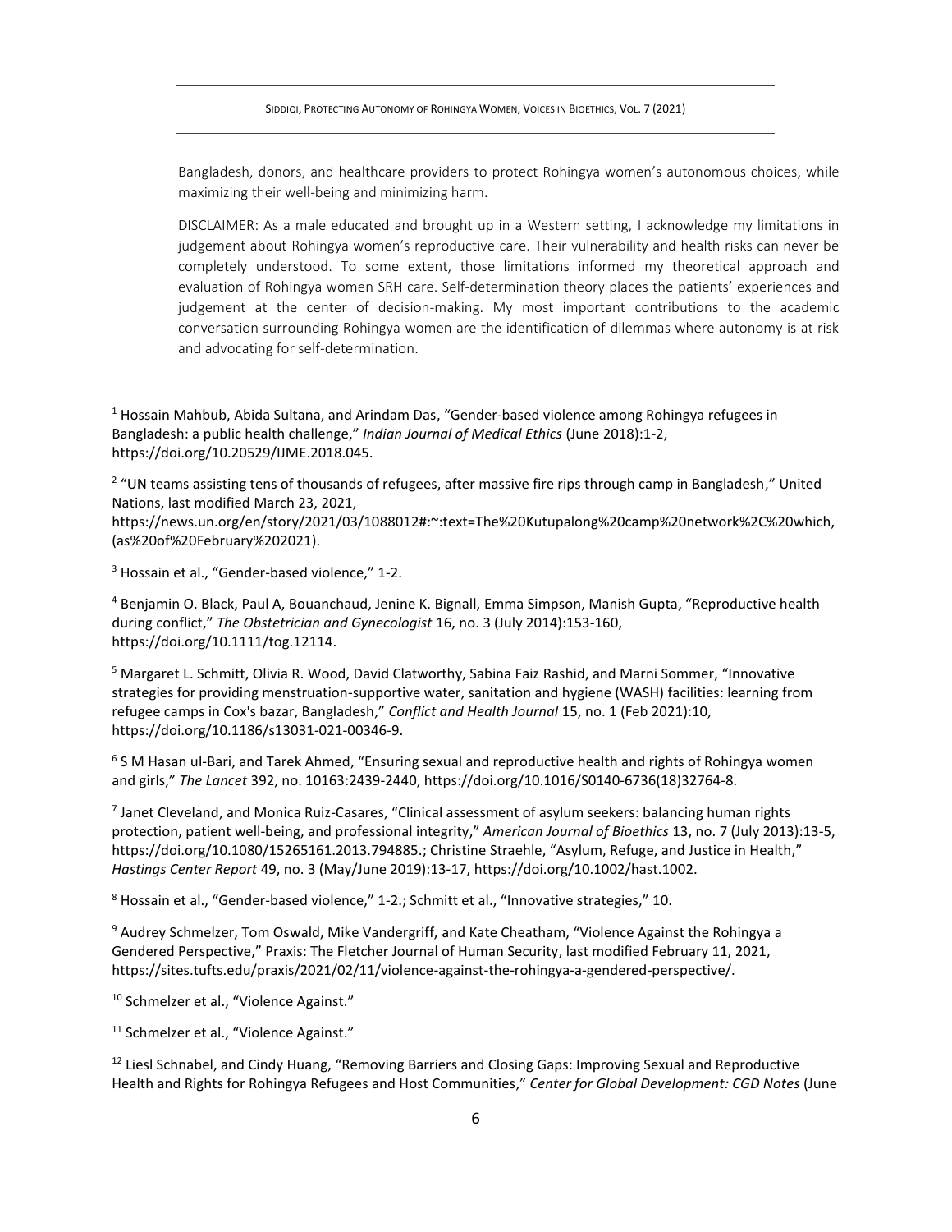Bangladesh, donors, and healthcare providers to protect Rohingya women's autonomous choices, while maximizing their well-being and minimizing harm.

DISCLAIMER: As a male educated and brought up in a Western setting, I acknowledge my limitations in judgement about Rohingya women's reproductive care. Their vulnerability and health risks can never be completely understood. To some extent, those limitations informed my theoretical approach and evaluation of Rohingya women SRH care. Self-determination theory places the patients' experiences and judgement at the center of decision-making. My most important contributions to the academic conversation surrounding Rohingya women are the identification of dilemmas where autonomy is at risk and advocating for self-determination.

---

[1] Hossain Mahbub, Abida Sultana, and Arindam Das, "Gender-based violence among Rohingya refugees in Bangladesh: a public health challenge," *Indian Journal of Medical Ethics* (June 2018):1-2, https://doi.org/10.20529/IJME.2018.045.

[2] "UN teams assisting tens of thousands of refugees, after massive fire rips through camp in Bangladesh," United Nations, last modified March 23, 2021, https://news.un.org/en/story/2021/03/1088012#:~:text=The%20Kutupalong%20camp%20network%2C%20which,(as%20of%20February%202021).

[3] Hossain et al., "Gender-based violence," 1-2.

[4] Benjamin O. Black, Paul A, Bouanchaud, Jenine K. Bignall, Emma Simpson, Manish Gupta, "Reproductive health during conflict," *The Obstetrician and Gynecologist* 16, no. 3 (July 2014):153-160, https://doi.org/10.1111/tog.12114.

[5] Margaret L. Schmitt, Olivia R. Wood, David Clatworthy, Sabina Faiz Rashid, and Marni Sommer, "Innovative strategies for providing menstruation-supportive water, sanitation and hygiene (WASH) facilities: learning from refugee camps in Cox's bazar, Bangladesh," *Conflict and Health Journal* 15, no. 1 (Feb 2021):10, https://doi.org/10.1186/s13031-021-00346-9.

[6] S M Hasan ul-Bari, and Tarek Ahmed, "Ensuring sexual and reproductive health and rights of Rohingya women and girls," *The Lancet* 392, no. 10163:2439-2440, https://doi.org/10.1016/S0140-6736(18)32764-8.

[7] Janet Cleveland, and Monica Ruiz-Casares, "Clinical assessment of asylum seekers: balancing human rights protection, patient well-being, and professional integrity," *American Journal of Bioethics* 13, no. 7 (July 2013):13-5, https://doi.org/10.1080/15265161.2013.794885.; Christine Straehle, "Asylum, Refuge, and Justice in Health," *Hastings Center Report* 49, no. 3 (May/June 2019):13-17, https://doi.org/10.1002/hast.1002.

[8] Hossain et al., "Gender-based violence," 1-2.; Schmitt et al., "Innovative strategies," 10.

[9] Audrey Schmelzer, Tom Oswald, Mike Vandergriff, and Kate Cheatham, "Violence Against the Rohingya a Gendered Perspective," Praxis: The Fletcher Journal of Human Security, last modified February 11, 2021, https://sites.tufts.edu/praxis/2021/02/11/violence-against-the-rohingya-a-gendered-perspective/.

[10] Schmelzer et al., "Violence Against."

[11] Schmelzer et al., "Violence Against."

[12] Liesl Schnabel, and Cindy Huang, "Removing Barriers and Closing Gaps: Improving Sexual and Reproductive Health and Rights for Rohingya Refugees and Host Communities," *Center for Global Development: CGD Notes* (June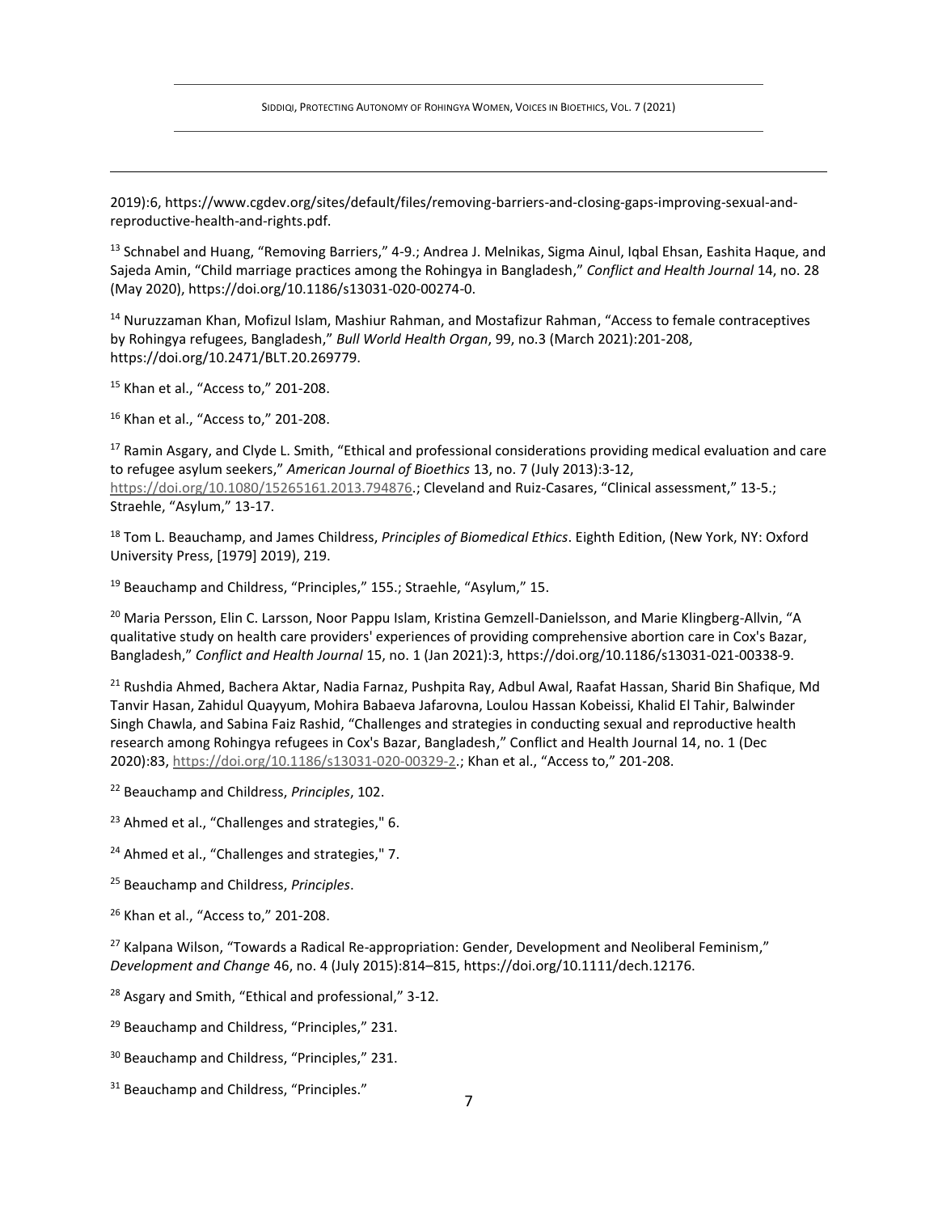2019):6, https://www.cgdev.org/sites/default/files/removing-barriers-and-closing-gaps-improving-sexual-and-reproductive-health-and-rights.pdf.

[13] Schnabel and Huang, "Removing Barriers," 4-9.; Andrea J. Melnikas, Sigma Ainul, Iqbal Ehsan, Eashita Haque, and Sajeda Amin, "Child marriage practices among the Rohingya in Bangladesh," *Conflict and Health Journal* 14, no. 28 (May 2020), https://doi.org/10.1186/s13031-020-00274-0.

[14] Nuruzzaman Khan, Mofizul Islam, Mashiur Rahman, and Mostafizur Rahman, "Access to female contraceptives by Rohingya refugees, Bangladesh," *Bull World Health Organ*, 99, no.3 (March 2021):201-208, https://doi.org/10.2471/BLT.20.269779.

[15] Khan et al., "Access to," 201-208.

[16] Khan et al., "Access to," 201-208.

[17] Ramin Asgary, and Clyde L. Smith, "Ethical and professional considerations providing medical evaluation and care to refugee asylum seekers," *American Journal of Bioethics* 13, no. 7 (July 2013):3-12, https://doi.org/10.1080/15265161.2013.794876.; Cleveland and Ruiz-Casares, "Clinical assessment," 13-5.; Straehle, "Asylum," 13-17.

[18] Tom L. Beauchamp, and James Childress, *Principles of Biomedical Ethics*. Eighth Edition, (New York, NY: Oxford University Press, [1979] 2019), 219.

[19] Beauchamp and Childress, "Principles," 155.; Straehle, "Asylum," 15.

[20] Maria Persson, Elin C. Larsson, Noor Pappu Islam, Kristina Gemzell-Danielsson, and Marie Klingberg-Allvin, "A qualitative study on health care providers' experiences of providing comprehensive abortion care in Cox's Bazar, Bangladesh," *Conflict and Health Journal* 15, no. 1 (Jan 2021):3, https://doi.org/10.1186/s13031-021-00338-9.

[21] Rushdia Ahmed, Bachera Aktar, Nadia Farnaz, Pushpita Ray, Adbul Awal, Raafat Hassan, Sharid Bin Shafique, Md Tanvir Hasan, Zahidul Quayyum, Mohira Babaeva Jafarovna, Loulou Hassan Kobeissi, Khalid El Tahir, Balwinder Singh Chawla, and Sabina Faiz Rashid, "Challenges and strategies in conducting sexual and reproductive health research among Rohingya refugees in Cox's Bazar, Bangladesh," Conflict and Health Journal 14, no. 1 (Dec 2020):83, https://doi.org/10.1186/s13031-020-00329-2.; Khan et al., "Access to," 201-208.

[22] Beauchamp and Childress, *Principles*, 102.

[23] Ahmed et al., "Challenges and strategies," 6.

[24] Ahmed et al., "Challenges and strategies," 7.

[25] Beauchamp and Childress, *Principles*.

[26] Khan et al., "Access to," 201-208.

[27] Kalpana Wilson, "Towards a Radical Re-appropriation: Gender, Development and Neoliberal Feminism," *Development and Change* 46, no. 4 (July 2015):814–815, https://doi.org/10.1111/dech.12176.

[28] Asgary and Smith, "Ethical and professional," 3-12.

[29] Beauchamp and Childress, "Principles," 231.

[30] Beauchamp and Childress, "Principles," 231.

[31] Beauchamp and Childress, "Principles."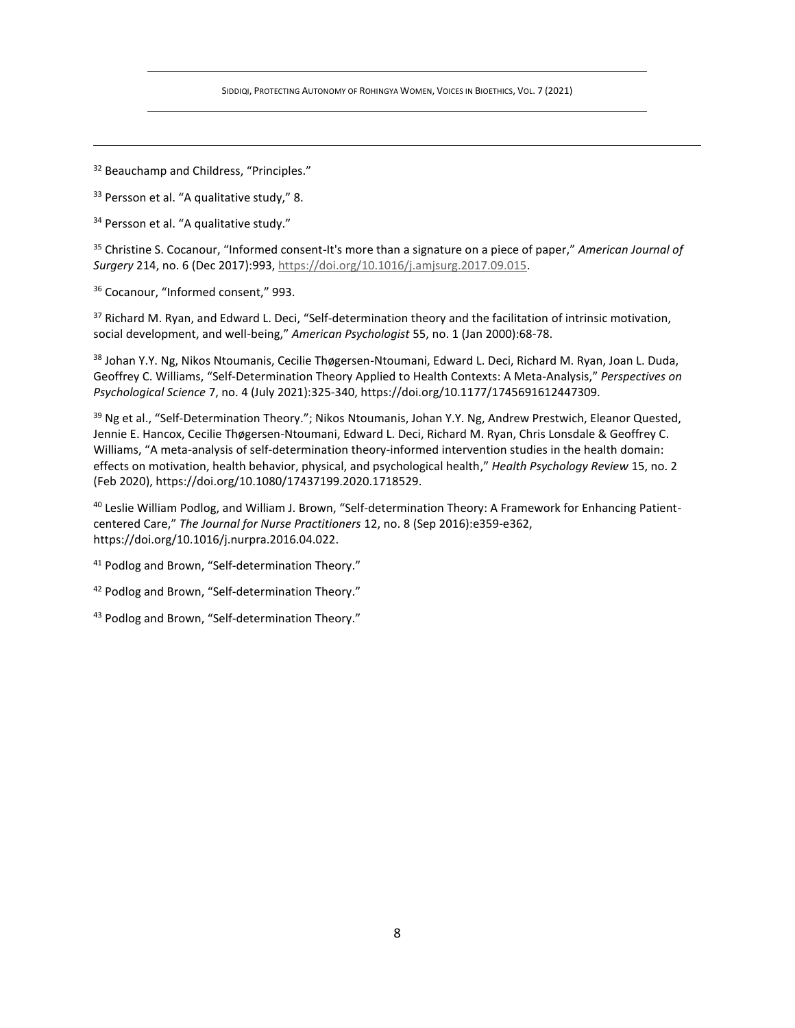[32] Beauchamp and Childress, "Principles."

[33] Persson et al. "A qualitative study," 8.

[34] Persson et al. "A qualitative study."

[35] Christine S. Cocanour, "Informed consent-It's more than a signature on a piece of paper," *American Journal of Surgery* 214, no. 6 (Dec 2017):993, https://doi.org/10.1016/j.amjsurg.2017.09.015.

[36] Cocanour, "Informed consent," 993.

[37] Richard M. Ryan, and Edward L. Deci, "Self-determination theory and the facilitation of intrinsic motivation, social development, and well-being," *American Psychologist* 55, no. 1 (Jan 2000):68-78.

[38] Johan Y.Y. Ng, Nikos Ntoumanis, Cecilie Thøgersen-Ntoumani, Edward L. Deci, Richard M. Ryan, Joan L. Duda, Geoffrey C. Williams, "Self-Determination Theory Applied to Health Contexts: A Meta-Analysis," *Perspectives on Psychological Science* 7, no. 4 (July 2021):325-340, https://doi.org/10.1177/1745691612447309.

[39] Ng et al., "Self-Determination Theory."; Nikos Ntoumanis, Johan Y.Y. Ng, Andrew Prestwich, Eleanor Quested, Jennie E. Hancox, Cecilie Thøgersen-Ntoumani, Edward L. Deci, Richard M. Ryan, Chris Lonsdale & Geoffrey C. Williams, "A meta-analysis of self-determination theory-informed intervention studies in the health domain: effects on motivation, health behavior, physical, and psychological health," *Health Psychology Review* 15, no. 2 (Feb 2020), https://doi.org/10.1080/17437199.2020.1718529.

[40] Leslie William Podlog, and William J. Brown, "Self-determination Theory: A Framework for Enhancing Patient-centered Care," *The Journal for Nurse Practitioners* 12, no. 8 (Sep 2016):e359-e362, https://doi.org/10.1016/j.nurpra.2016.04.022.

[41] Podlog and Brown, "Self-determination Theory."

[42] Podlog and Brown, "Self-determination Theory."

[43] Podlog and Brown, "Self-determination Theory."